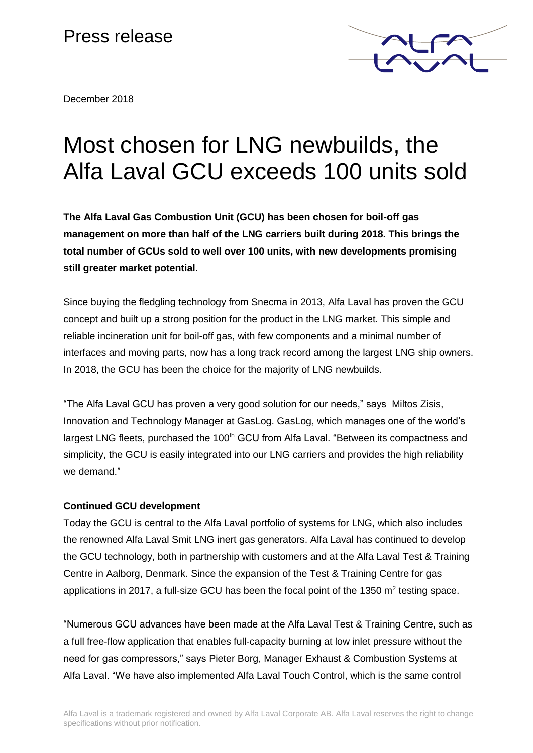Press release

December 2018

# Most chosen for LNG newbuilds, the Alfa Laval GCU exceeds 100 units sold

**The Alfa Laval Gas Combustion Unit (GCU) has been chosen for boil-off gas management on more than half of the LNG carriers built during 2018. This brings the total number of GCUs sold to well over 100 units, with new developments promising still greater market potential.**

Since buying the fledgling technology from Snecma in 2013, Alfa Laval has proven the GCU concept and built up a strong position for the product in the LNG market. This simple and reliable incineration unit for boil-off gas, with few components and a minimal number of interfaces and moving parts, now has a long track record among the largest LNG ship owners. In 2018, the GCU has been the choice for the majority of LNG newbuilds.

"The Alfa Laval GCU has proven a very good solution for our needs," says Miltos Zisis, Innovation and Technology Manager at GasLog. GasLog, which manages one of the world's largest LNG fleets, purchased the 100th GCU from Alfa Laval. "Between its compactness and simplicity, the GCU is easily integrated into our LNG carriers and provides the high reliability we demand."

**Continued GCU development**

Today the GCU is central to the Alfa Laval portfolio of systems for LNG, which also includes the renowned Alfa Laval Smit LNG inert gas generators. Alfa Laval has continued to develop the GCU technology, both in partnership with customers and at the Alfa Laval Test & Training Centre in Aalborg, Denmark. Since the expansion of the Test & Training Centre for gas applications in 2017, a full-size GCU has been the focal point of the 1350 $m^2$ testing space.

"Numerous GCU advances have been made at the Alfa Laval Test & Training Centre, such as a full free-flow application that enables full-capacity burning at low inlet pressure without the need for gas compressors," says Pieter Borg, Manager Exhaust & Combustion Systems at Alfa Laval. "We have also implemented Alfa Laval Touch Control, which is the same control

Alfa Laval is a trademark registered and owned by Alfa Laval Corporate AB. Alfa Laval reserves the right to change specifications without prior notification.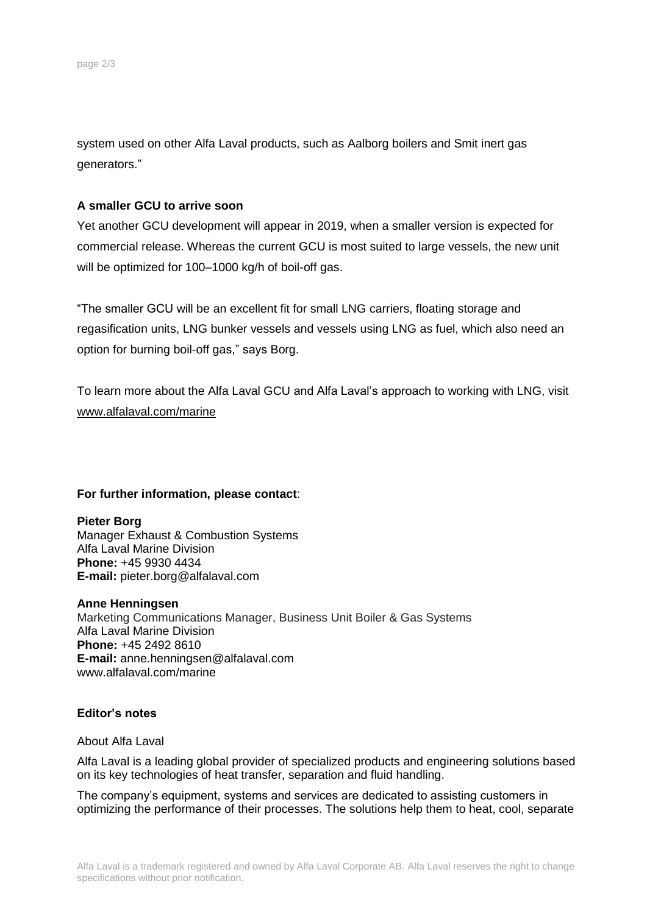system used on other Alfa Laval products, such as Aalborg boilers and Smit inert gas generators."

**A smaller GCU to arrive soon**

Yet another GCU development will appear in 2019, when a smaller version is expected for commercial release. Whereas the current GCU is most suited to large vessels, the new unit will be optimized for 100–1000 kg/h of boil-off gas.

"The smaller GCU will be an excellent fit for small LNG carriers, floating storage and regasification units, LNG bunker vessels and vessels using LNG as fuel, which also need an option for burning boil-off gas," says Borg.

To learn more about the Alfa Laval GCU and Alfa Laval's approach to working with LNG, visit www.alfalaval.com/marine

**For further information, please contact**:

**Pieter Borg**
Manager Exhaust & Combustion Systems
Alfa Laval Marine Division
**Phone:** +45 9930 4434
**E-mail:** pieter.borg@alfalaval.com

**Anne Henningsen**
Marketing Communications Manager, Business Unit Boiler & Gas Systems
Alfa Laval Marine Division
**Phone:** +45 2492 8610
**E-mail:** anne.henningsen@alfalaval.com
www.alfalaval.com/marine

**Editor's notes**

About Alfa Laval

Alfa Laval is a leading global provider of specialized products and engineering solutions based on its key technologies of heat transfer, separation and fluid handling.

The company's equipment, systems and services are dedicated to assisting customers in optimizing the performance of their processes. The solutions help them to heat, cool, separate

Alfa Laval is a trademark registered and owned by Alfa Laval Corporate AB. Alfa Laval reserves the right to change specifications without prior notification.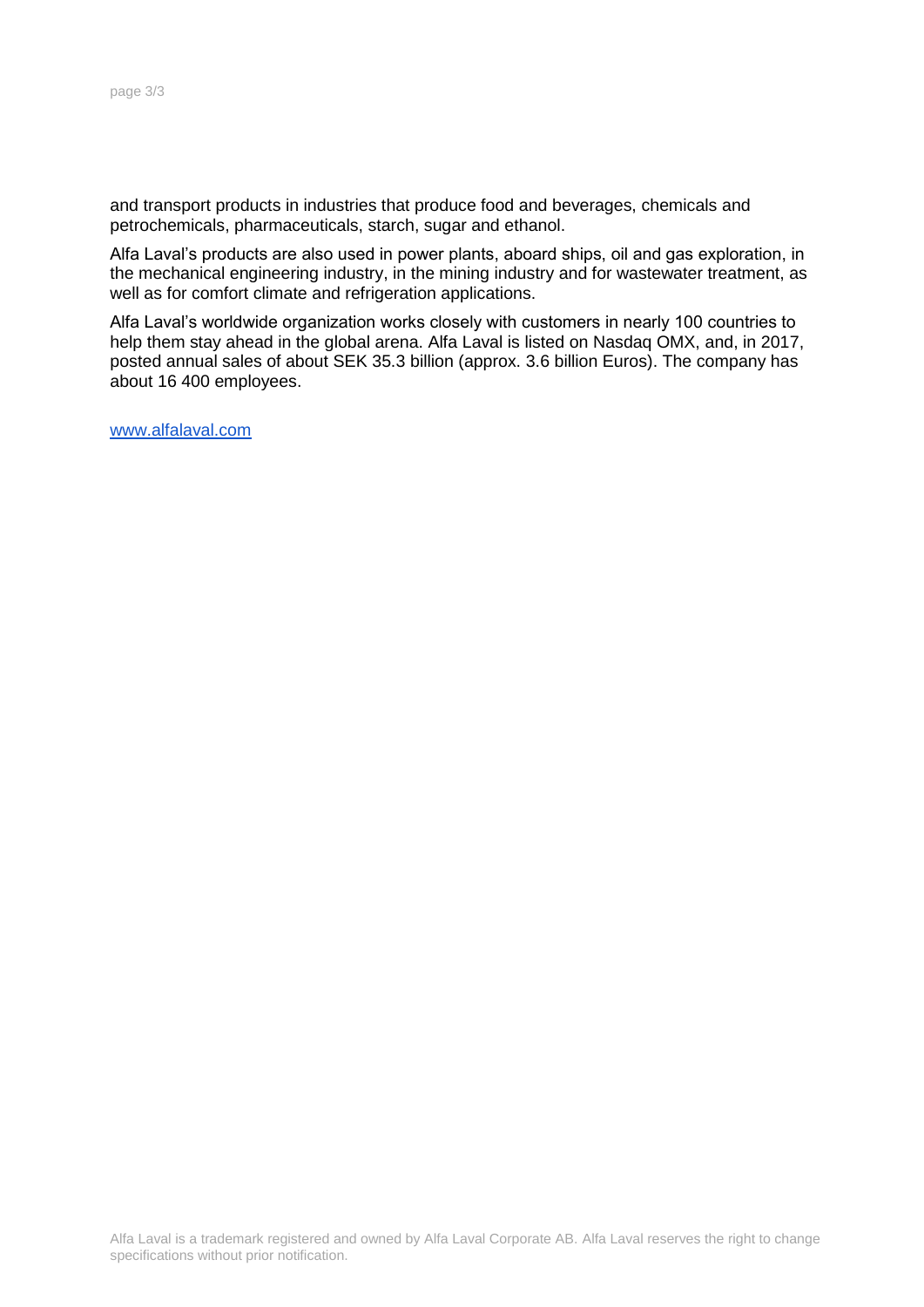and transport products in industries that produce food and beverages, chemicals and petrochemicals, pharmaceuticals, starch, sugar and ethanol.

Alfa Laval's products are also used in power plants, aboard ships, oil and gas exploration, in the mechanical engineering industry, in the mining industry and for wastewater treatment, as well as for comfort climate and refrigeration applications.

Alfa Laval's worldwide organization works closely with customers in nearly 100 countries to help them stay ahead in the global arena. Alfa Laval is listed on Nasdaq OMX, and, in 2017, posted annual sales of about SEK 35.3 billion (approx. 3.6 billion Euros). The company has about 16 400 employees.

[www.alfalaval.com](http://www.alfalaval.com)

Alfa Laval is a trademark registered and owned by Alfa Laval Corporate AB. Alfa Laval reserves the right to change specifications without prior notification.